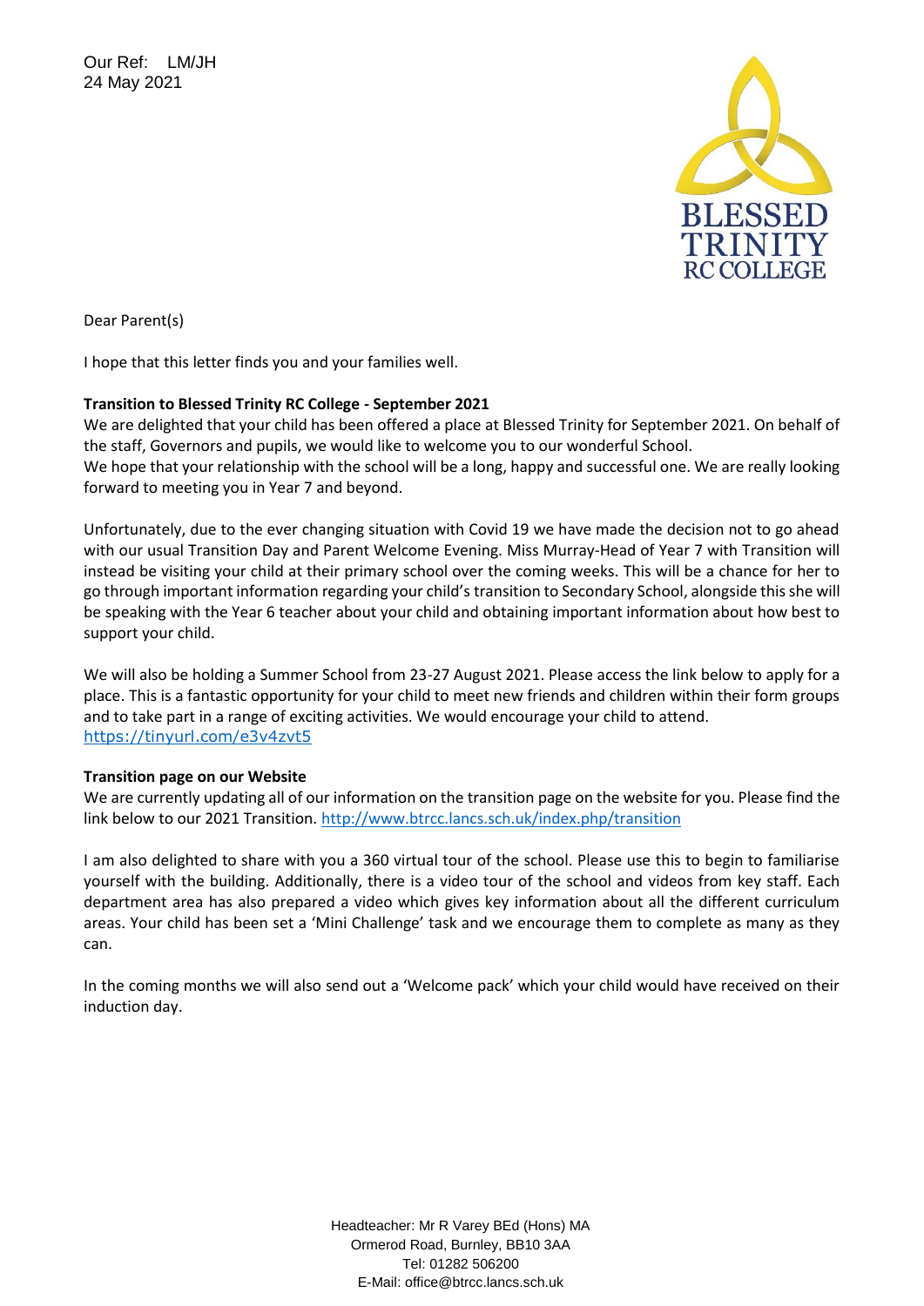Our Ref: LM/JH
24 May 2021

BLESSED TRINITY RC COLLEGE

Dear Parent(s)

I hope that this letter finds you and your families well.

**Transition to Blessed Trinity RC College - September 2021**

We are delighted that your child has been offered a place at Blessed Trinity for September 2021. On behalf of the staff, Governors and pupils, we would like to welcome you to our wonderful School.
We hope that your relationship with the school will be a long, happy and successful one. We are really looking forward to meeting you in Year 7 and beyond.

Unfortunately, due to the ever changing situation with Covid 19 we have made the decision not to go ahead with our usual Transition Day and Parent Welcome Evening. Miss Murray-Head of Year 7 with Transition will instead be visiting your child at their primary school over the coming weeks. This will be a chance for her to go through important information regarding your child's transition to Secondary School, alongside this she will be speaking with the Year 6 teacher about your child and obtaining important information about how best to support your child.

We will also be holding a Summer School from 23-27 August 2021. Please access the link below to apply for a place. This is a fantastic opportunity for your child to meet new friends and children within their form groups and to take part in a range of exciting activities. We would encourage your child to attend.
https://tinyurl.com/e3v4zvt5

**Transition page on our Website**

We are currently updating all of our information on the transition page on the website for you. Please find the link below to our 2021 Transition. http://www.btrcc.lancs.sch.uk/index.php/transition

I am also delighted to share with you a 360 virtual tour of the school. Please use this to begin to familiarise yourself with the building. Additionally, there is a video tour of the school and videos from key staff. Each department area has also prepared a video which gives key information about all the different curriculum areas. Your child has been set a 'Mini Challenge' task and we encourage them to complete as many as they can.

In the coming months we will also send out a 'Welcome pack' which your child would have received on their induction day.

Headteacher: Mr R Varey BEd (Hons) MA
Ormerod Road, Burnley, BB10 3AA
Tel: 01282 506200
E-Mail: office@btrcc.lancs.sch.uk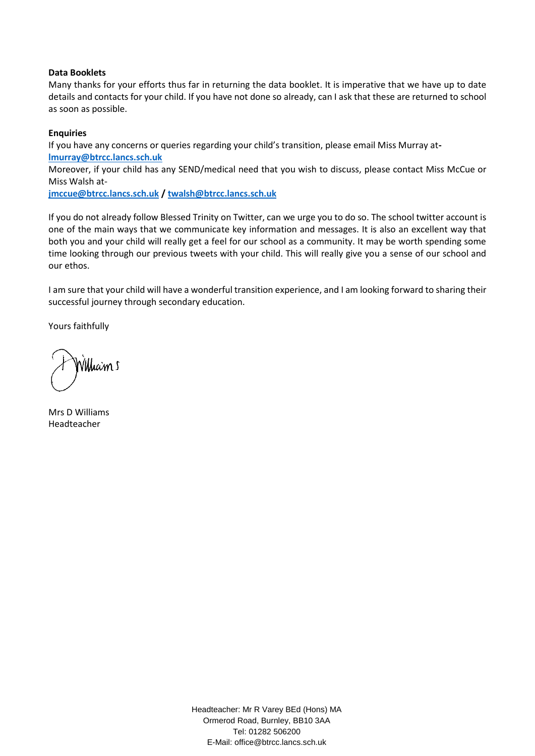**Data Booklets**

Many thanks for your efforts thus far in returning the data booklet. It is imperative that we have up to date details and contacts for your child. If you have not done so already, can I ask that these are returned to school as soon as possible.

**Enquiries**

If you have any concerns or queries regarding your child's transition, please email Miss Murray at-
lmurray@btrcc.lancs.sch.uk

Moreover, if your child has any SEND/medical need that you wish to discuss, please contact Miss McCue or Miss Walsh at-
jmccue@btrcc.lancs.sch.uk / twalsh@btrcc.lancs.sch.uk

If you do not already follow Blessed Trinity on Twitter, can we urge you to do so. The school twitter account is one of the main ways that we communicate key information and messages. It is also an excellent way that both you and your child will really get a feel for our school as a community. It may be worth spending some time looking through our previous tweets with your child. This will really give you a sense of our school and our ethos.

I am sure that your child will have a wonderful transition experience, and I am looking forward to sharing their successful journey through secondary education.

Yours faithfully

Mrs D Williams
Headteacher

Headteacher: Mr R Varey BEd (Hons) MA
Ormerod Road, Burnley, BB10 3AA
Tel: 01282 506200
E-Mail: office@btrcc.lancs.sch.uk